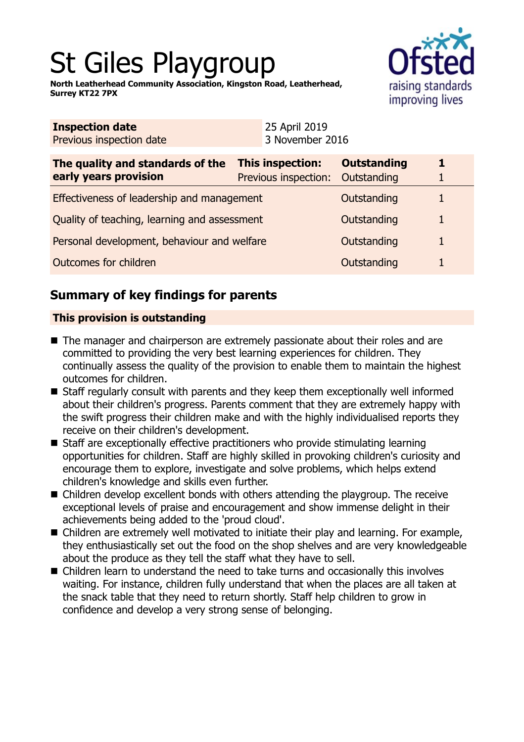# St Giles Playgroup

**North Leatherhead Community Association, Kingston Road, Leatherhead, Surrey KT22 7PX**

| **Inspection date** | 25 April 2019 |
|---|---|
| Previous inspection date | 3 November 2016 |

| **The quality and standards of the early years provision** | **This inspection:** | **Outstanding** | **1** |
|---|---|---|---|
| | Previous inspection: | Outstanding | 1 |
| Effectiveness of leadership and management | | Outstanding | 1 |
| Quality of teaching, learning and assessment | | Outstanding | 1 |
| Personal development, behaviour and welfare | | Outstanding | 1 |
| Outcomes for children | | Outstanding | 1 |

## Summary of key findings for parents

**This provision is outstanding**

- The manager and chairperson are extremely passionate about their roles and are committed to providing the very best learning experiences for children. They continually assess the quality of the provision to enable them to maintain the highest outcomes for children.
- Staff regularly consult with parents and they keep them exceptionally well informed about their children's progress. Parents comment that they are extremely happy with the swift progress their children make and with the highly individualised reports they receive on their children's development.
- Staff are exceptionally effective practitioners who provide stimulating learning opportunities for children. Staff are highly skilled in provoking children's curiosity and encourage them to explore, investigate and solve problems, which helps extend children's knowledge and skills even further.
- Children develop excellent bonds with others attending the playgroup. The receive exceptional levels of praise and encouragement and show immense delight in their achievements being added to the 'proud cloud'.
- Children are extremely well motivated to initiate their play and learning. For example, they enthusiastically set out the food on the shop shelves and are very knowledgeable about the produce as they tell the staff what they have to sell.
- Children learn to understand the need to take turns and occasionally this involves waiting. For instance, children fully understand that when the places are all taken at the snack table that they need to return shortly. Staff help children to grow in confidence and develop a very strong sense of belonging.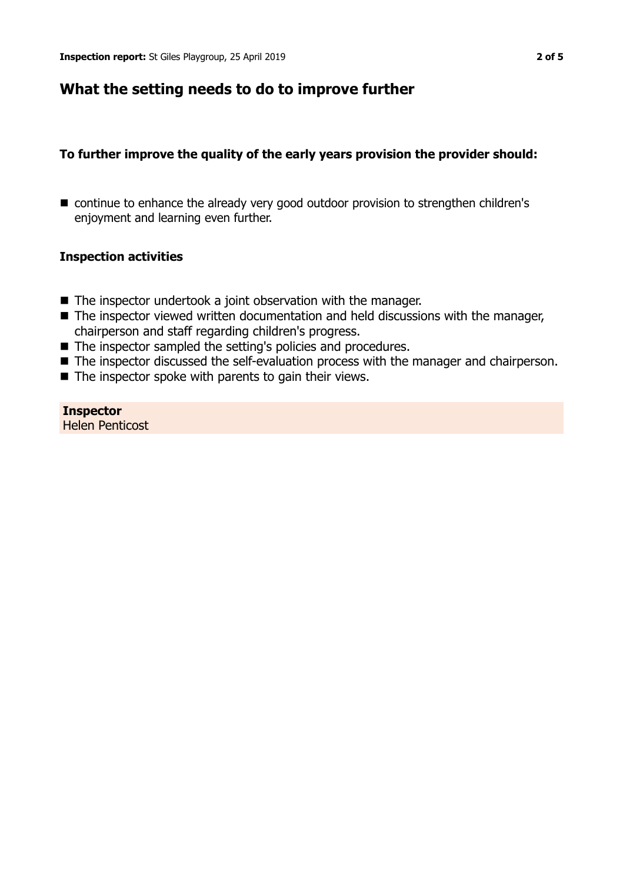## What the setting needs to do to improve further

### To further improve the quality of the early years provision the provider should:

- continue to enhance the already very good outdoor provision to strengthen children's enjoyment and learning even further.

### Inspection activities

- The inspector undertook a joint observation with the manager.
- The inspector viewed written documentation and held discussions with the manager, chairperson and staff regarding children's progress.
- The inspector sampled the setting's policies and procedures.
- The inspector discussed the self-evaluation process with the manager and chairperson.
- The inspector spoke with parents to gain their views.

**Inspector**
Helen Penticost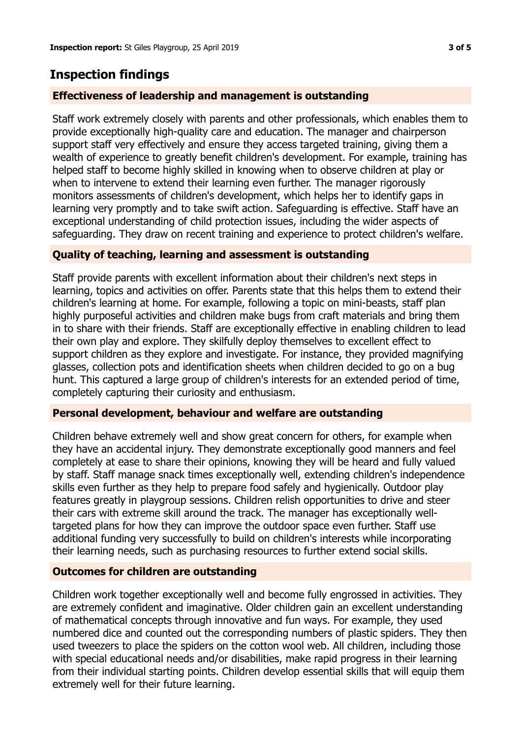## Inspection findings

### Effectiveness of leadership and management is outstanding

Staff work extremely closely with parents and other professionals, which enables them to provide exceptionally high-quality care and education. The manager and chairperson support staff very effectively and ensure they access targeted training, giving them a wealth of experience to greatly benefit children's development. For example, training has helped staff to become highly skilled in knowing when to observe children at play or when to intervene to extend their learning even further. The manager rigorously monitors assessments of children's development, which helps her to identify gaps in learning very promptly and to take swift action. Safeguarding is effective. Staff have an exceptional understanding of child protection issues, including the wider aspects of safeguarding. They draw on recent training and experience to protect children's welfare.

### Quality of teaching, learning and assessment is outstanding

Staff provide parents with excellent information about their children's next steps in learning, topics and activities on offer. Parents state that this helps them to extend their children's learning at home. For example, following a topic on mini-beasts, staff plan highly purposeful activities and children make bugs from craft materials and bring them in to share with their friends. Staff are exceptionally effective in enabling children to lead their own play and explore. They skilfully deploy themselves to excellent effect to support children as they explore and investigate. For instance, they provided magnifying glasses, collection pots and identification sheets when children decided to go on a bug hunt. This captured a large group of children's interests for an extended period of time, completely capturing their curiosity and enthusiasm.

### Personal development, behaviour and welfare are outstanding

Children behave extremely well and show great concern for others, for example when they have an accidental injury. They demonstrate exceptionally good manners and feel completely at ease to share their opinions, knowing they will be heard and fully valued by staff. Staff manage snack times exceptionally well, extending children's independence skills even further as they help to prepare food safely and hygienically. Outdoor play features greatly in playgroup sessions. Children relish opportunities to drive and steer their cars with extreme skill around the track. The manager has exceptionally well-targeted plans for how they can improve the outdoor space even further. Staff use additional funding very successfully to build on children's interests while incorporating their learning needs, such as purchasing resources to further extend social skills.

### Outcomes for children are outstanding

Children work together exceptionally well and become fully engrossed in activities. They are extremely confident and imaginative. Older children gain an excellent understanding of mathematical concepts through innovative and fun ways. For example, they used numbered dice and counted out the corresponding numbers of plastic spiders. They then used tweezers to place the spiders on the cotton wool web. All children, including those with special educational needs and/or disabilities, make rapid progress in their learning from their individual starting points. Children develop essential skills that will equip them extremely well for their future learning.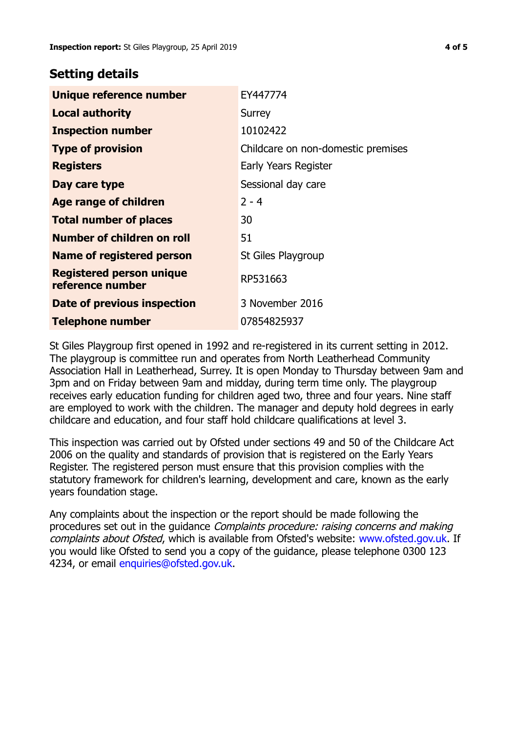## Setting details

| | |
|---|---|
| **Unique reference number** | EY447774 |
| **Local authority** | Surrey |
| **Inspection number** | 10102422 |
| **Type of provision** | Childcare on non-domestic premises |
| **Registers** | Early Years Register |
| **Day care type** | Sessional day care |
| **Age range of children** | 2 - 4 |
| **Total number of places** | 30 |
| **Number of children on roll** | 51 |
| **Name of registered person** | St Giles Playgroup |
| **Registered person unique reference number** | RP531663 |
| **Date of previous inspection** | 3 November 2016 |
| **Telephone number** | 07854825937 |

St Giles Playgroup first opened in 1992 and re-registered in its current setting in 2012. The playgroup is committee run and operates from North Leatherhead Community Association Hall in Leatherhead, Surrey. It is open Monday to Thursday between 9am and 3pm and on Friday between 9am and midday, during term time only. The playgroup receives early education funding for children aged two, three and four years. Nine staff are employed to work with the children. The manager and deputy hold degrees in early childcare and education, and four staff hold childcare qualifications at level 3.

This inspection was carried out by Ofsted under sections 49 and 50 of the Childcare Act 2006 on the quality and standards of provision that is registered on the Early Years Register. The registered person must ensure that this provision complies with the statutory framework for children's learning, development and care, known as the early years foundation stage.

Any complaints about the inspection or the report should be made following the procedures set out in the guidance *Complaints procedure: raising concerns and making complaints about Ofsted*, which is available from Ofsted's website: www.ofsted.gov.uk. If you would like Ofsted to send you a copy of the guidance, please telephone 0300 123 4234, or email enquiries@ofsted.gov.uk.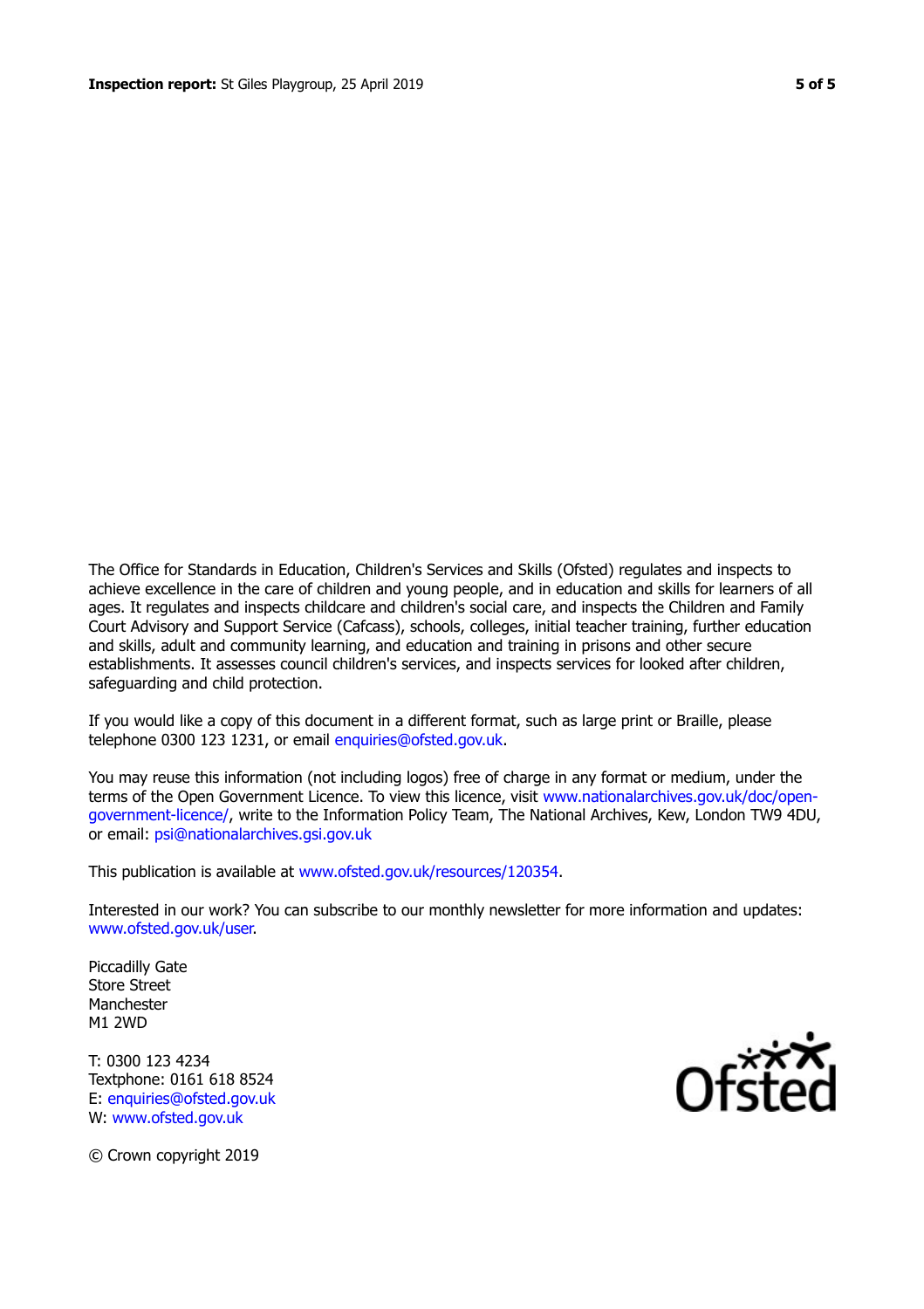The Office for Standards in Education, Children's Services and Skills (Ofsted) regulates and inspects to achieve excellence in the care of children and young people, and in education and skills for learners of all ages. It regulates and inspects childcare and children's social care, and inspects the Children and Family Court Advisory and Support Service (Cafcass), schools, colleges, initial teacher training, further education and skills, adult and community learning, and education and training in prisons and other secure establishments. It assesses council children's services, and inspects services for looked after children, safeguarding and child protection.

If you would like a copy of this document in a different format, such as large print or Braille, please telephone 0300 123 1231, or email enquiries@ofsted.gov.uk.

You may reuse this information (not including logos) free of charge in any format or medium, under the terms of the Open Government Licence. To view this licence, visit www.nationalarchives.gov.uk/doc/open-government-licence/, write to the Information Policy Team, The National Archives, Kew, London TW9 4DU, or email: psi@nationalarchives.gsi.gov.uk

This publication is available at www.ofsted.gov.uk/resources/120354.

Interested in our work? You can subscribe to our monthly newsletter for more information and updates: www.ofsted.gov.uk/user.

Piccadilly Gate  
Store Street  
Manchester  
M1 2WD

T: 0300 123 4234  
Textphone: 0161 618 8524  
E: enquiries@ofsted.gov.uk  
W: www.ofsted.gov.uk

© Crown copyright 2019